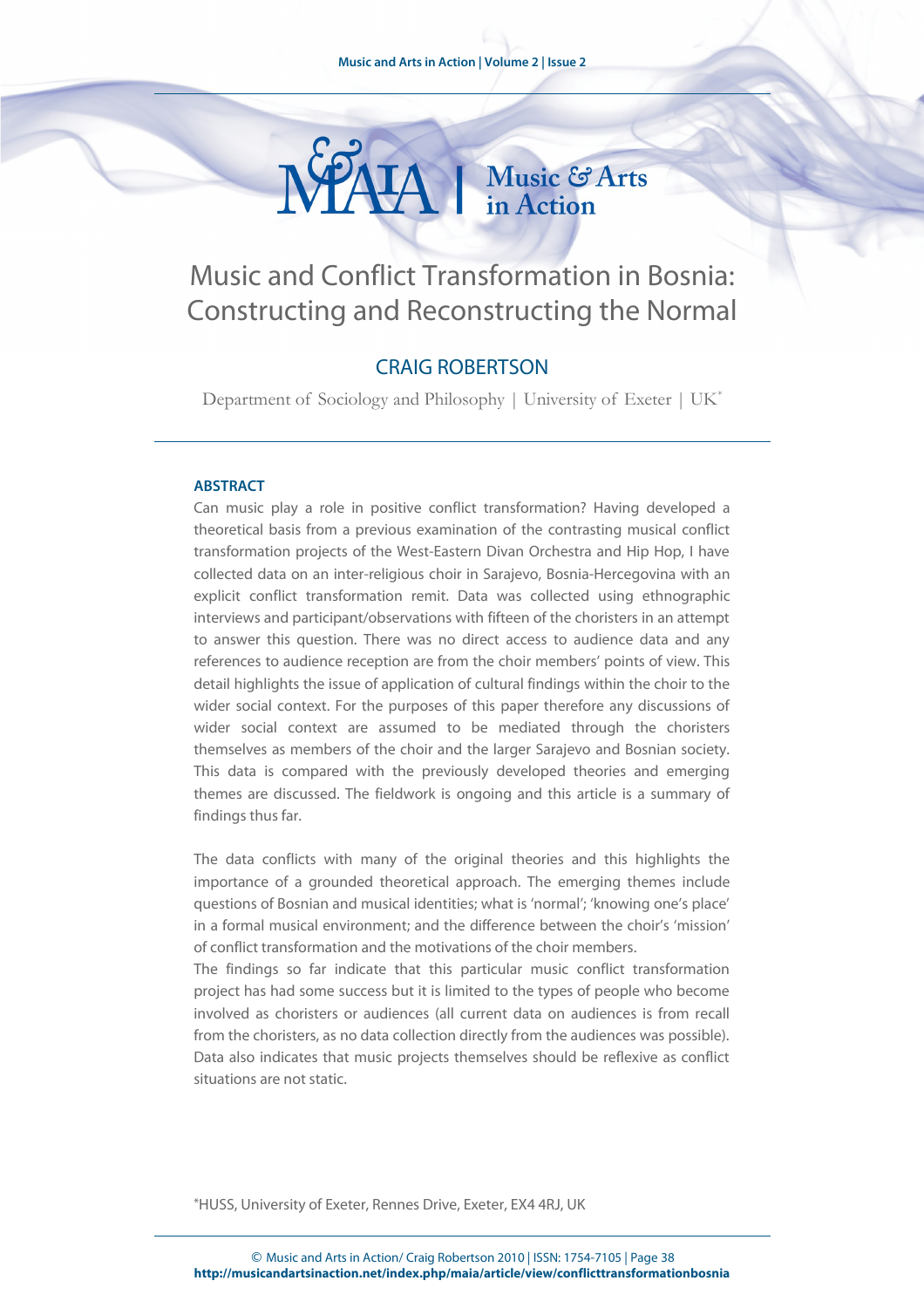# Music and Conflict Transformation in Bosnia: Constructing and Reconstructing the Normal

## CRAIG ROBERTSON

Department of Sociology and Philosophy | University of Exeter | UK*

### ABSTRACT

Can music play a role in positive conflict transformation? Having developed a theoretical basis from a previous examination of the contrasting musical conflict transformation projects of the West-Eastern Divan Orchestra and Hip Hop, I have collected data on an inter-religious choir in Sarajevo, Bosnia-Hercegovina with an explicit conflict transformation remit. Data was collected using ethnographic interviews and participant/observations with fifteen of the choristers in an attempt to answer this question. There was no direct access to audience data and any references to audience reception are from the choir members' points of view. This detail highlights the issue of application of cultural findings within the choir to the wider social context. For the purposes of this paper therefore any discussions of wider social context are assumed to be mediated through the choristers themselves as members of the choir and the larger Sarajevo and Bosnian society. This data is compared with the previously developed theories and emerging themes are discussed. The fieldwork is ongoing and this article is a summary of findings thus far.

The data conflicts with many of the original theories and this highlights the importance of a grounded theoretical approach. The emerging themes include questions of Bosnian and musical identities; what is 'normal'; 'knowing one's place' in a formal musical environment; and the difference between the choir's 'mission' of conflict transformation and the motivations of the choir members.

The findings so far indicate that this particular music conflict transformation project has had some success but it is limited to the types of people who become involved as choristers or audiences (all current data on audiences is from recall from the choristers, as no data collection directly from the audiences was possible). Data also indicates that music projects themselves should be reflexive as conflict situations are not static.

*HUSS, University of Exeter, Rennes Drive, Exeter, EX4 4RJ, UK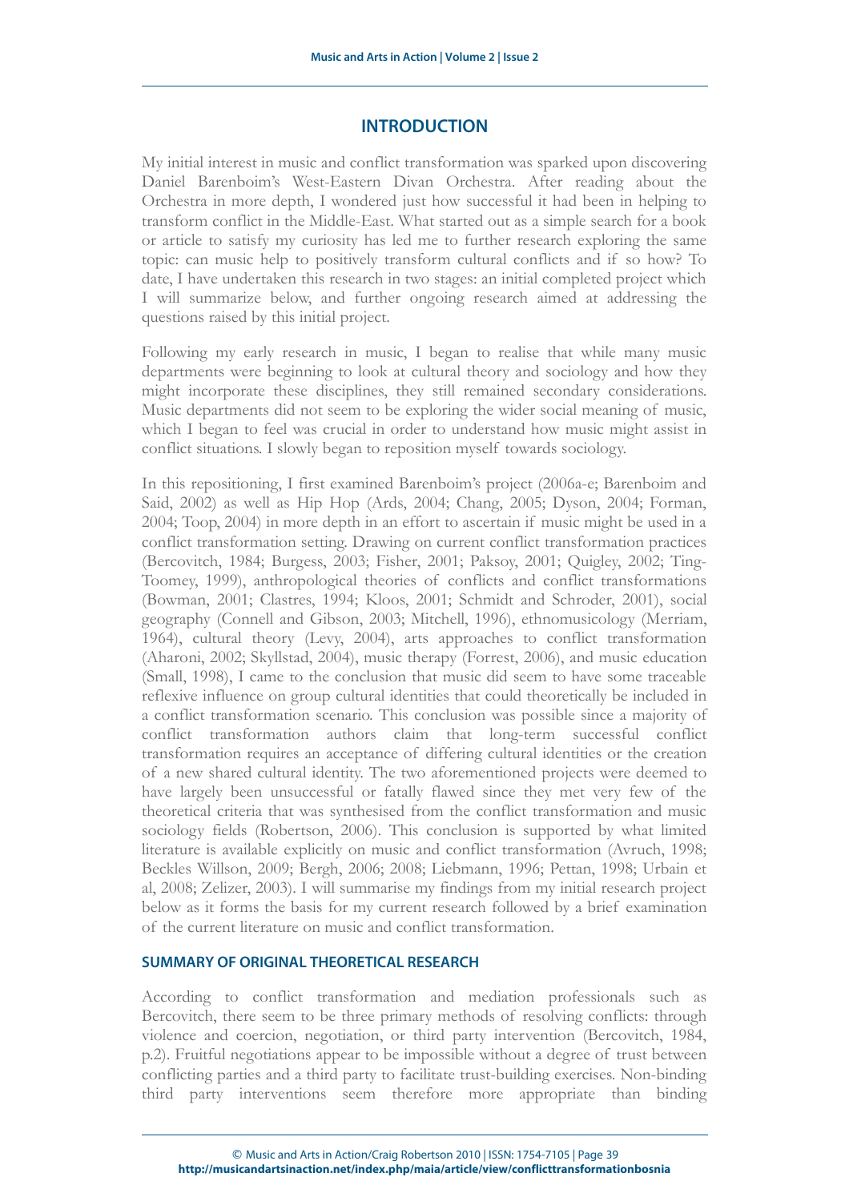## INTRODUCTION

My initial interest in music and conflict transformation was sparked upon discovering Daniel Barenboim's West-Eastern Divan Orchestra. After reading about the Orchestra in more depth, I wondered just how successful it had been in helping to transform conflict in the Middle-East. What started out as a simple search for a book or article to satisfy my curiosity has led me to further research exploring the same topic: can music help to positively transform cultural conflicts and if so how? To date, I have undertaken this research in two stages: an initial completed project which I will summarize below, and further ongoing research aimed at addressing the questions raised by this initial project.

Following my early research in music, I began to realise that while many music departments were beginning to look at cultural theory and sociology and how they might incorporate these disciplines, they still remained secondary considerations. Music departments did not seem to be exploring the wider social meaning of music, which I began to feel was crucial in order to understand how music might assist in conflict situations. I slowly began to reposition myself towards sociology.

In this repositioning, I first examined Barenboim's project (2006a-e; Barenboim and Said, 2002) as well as Hip Hop (Ards, 2004; Chang, 2005; Dyson, 2004; Forman, 2004; Toop, 2004) in more depth in an effort to ascertain if music might be used in a conflict transformation setting. Drawing on current conflict transformation practices (Bercovitch, 1984; Burgess, 2003; Fisher, 2001; Paksoy, 2001; Quigley, 2002; Ting-Toomey, 1999), anthropological theories of conflicts and conflict transformations (Bowman, 2001; Clastres, 1994; Kloos, 2001; Schmidt and Schroder, 2001), social geography (Connell and Gibson, 2003; Mitchell, 1996), ethnomusicology (Merriam, 1964), cultural theory (Levy, 2004), arts approaches to conflict transformation (Aharoni, 2002; Skyllstad, 2004), music therapy (Forrest, 2006), and music education (Small, 1998), I came to the conclusion that music did seem to have some traceable reflexive influence on group cultural identities that could theoretically be included in a conflict transformation scenario. This conclusion was possible since a majority of conflict transformation authors claim that long-term successful conflict transformation requires an acceptance of differing cultural identities or the creation of a new shared cultural identity. The two aforementioned projects were deemed to have largely been unsuccessful or fatally flawed since they met very few of the theoretical criteria that was synthesised from the conflict transformation and music sociology fields (Robertson, 2006). This conclusion is supported by what limited literature is available explicitly on music and conflict transformation (Avruch, 1998; Beckles Willson, 2009; Bergh, 2006; 2008; Liebmann, 1996; Pettan, 1998; Urbain et al, 2008; Zelizer, 2003). I will summarise my findings from my initial research project below as it forms the basis for my current research followed by a brief examination of the current literature on music and conflict transformation.

### SUMMARY OF ORIGINAL THEORETICAL RESEARCH

According to conflict transformation and mediation professionals such as Bercovitch, there seem to be three primary methods of resolving conflicts: through violence and coercion, negotiation, or third party intervention (Bercovitch, 1984, p.2). Fruitful negotiations appear to be impossible without a degree of trust between conflicting parties and a third party to facilitate trust-building exercises. Non-binding third party interventions seem therefore more appropriate than binding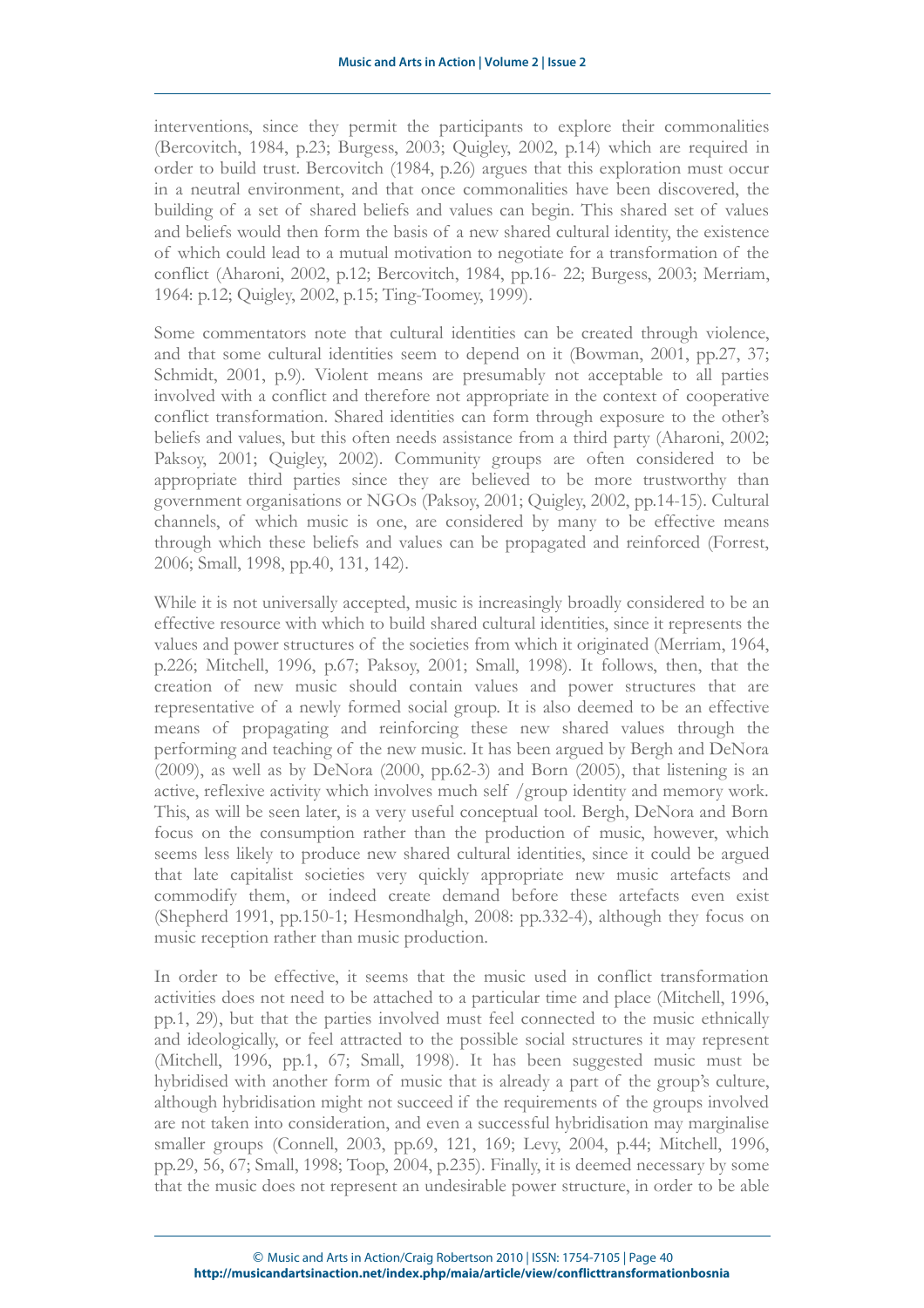interventions, since they permit the participants to explore their commonalities (Bercovitch, 1984, p.23; Burgess, 2003; Quigley, 2002, p.14) which are required in order to build trust. Bercovitch (1984, p.26) argues that this exploration must occur in a neutral environment, and that once commonalities have been discovered, the building of a set of shared beliefs and values can begin. This shared set of values and beliefs would then form the basis of a new shared cultural identity, the existence of which could lead to a mutual motivation to negotiate for a transformation of the conflict (Aharoni, 2002, p.12; Bercovitch, 1984, pp.16- 22; Burgess, 2003; Merriam, 1964: p.12; Quigley, 2002, p.15; Ting-Toomey, 1999).

Some commentators note that cultural identities can be created through violence, and that some cultural identities seem to depend on it (Bowman, 2001, pp.27, 37; Schmidt, 2001, p.9). Violent means are presumably not acceptable to all parties involved with a conflict and therefore not appropriate in the context of cooperative conflict transformation. Shared identities can form through exposure to the other's beliefs and values, but this often needs assistance from a third party (Aharoni, 2002; Paksoy, 2001; Quigley, 2002). Community groups are often considered to be appropriate third parties since they are believed to be more trustworthy than government organisations or NGOs (Paksoy, 2001; Quigley, 2002, pp.14-15). Cultural channels, of which music is one, are considered by many to be effective means through which these beliefs and values can be propagated and reinforced (Forrest, 2006; Small, 1998, pp.40, 131, 142).

While it is not universally accepted, music is increasingly broadly considered to be an effective resource with which to build shared cultural identities, since it represents the values and power structures of the societies from which it originated (Merriam, 1964, p.226; Mitchell, 1996, p.67; Paksoy, 2001; Small, 1998). It follows, then, that the creation of new music should contain values and power structures that are representative of a newly formed social group. It is also deemed to be an effective means of propagating and reinforcing these new shared values through the performing and teaching of the new music. It has been argued by Bergh and DeNora (2009), as well as by DeNora (2000, pp.62-3) and Born (2005), that listening is an active, reflexive activity which involves much self /group identity and memory work. This, as will be seen later, is a very useful conceptual tool. Bergh, DeNora and Born focus on the consumption rather than the production of music, however, which seems less likely to produce new shared cultural identities, since it could be argued that late capitalist societies very quickly appropriate new music artefacts and commodify them, or indeed create demand before these artefacts even exist (Shepherd 1991, pp.150-1; Hesmondhalgh, 2008: pp.332-4), although they focus on music reception rather than music production.

In order to be effective, it seems that the music used in conflict transformation activities does not need to be attached to a particular time and place (Mitchell, 1996, pp.1, 29), but that the parties involved must feel connected to the music ethnically and ideologically, or feel attracted to the possible social structures it may represent (Mitchell, 1996, pp.1, 67; Small, 1998). It has been suggested music must be hybridised with another form of music that is already a part of the group's culture, although hybridisation might not succeed if the requirements of the groups involved are not taken into consideration, and even a successful hybridisation may marginalise smaller groups (Connell, 2003, pp.69, 121, 169; Levy, 2004, p.44; Mitchell, 1996, pp.29, 56, 67; Small, 1998; Toop, 2004, p.235). Finally, it is deemed necessary by some that the music does not represent an undesirable power structure, in order to be able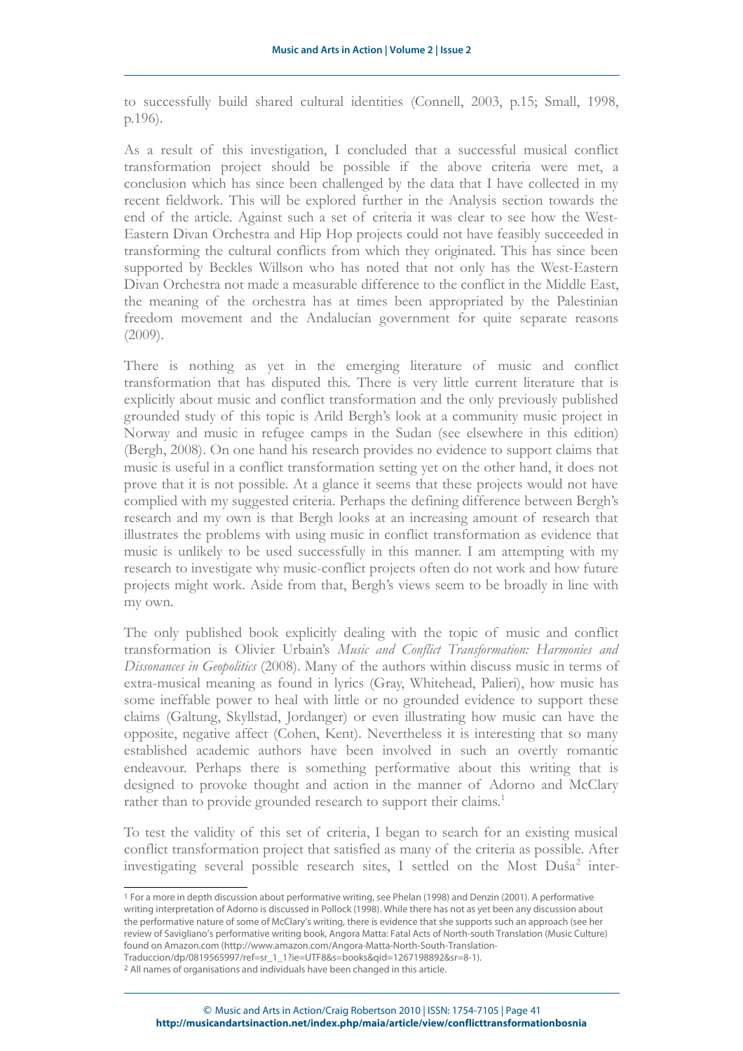to successfully build shared cultural identities (Connell, 2003, p.15; Small, 1998, p.196).

As a result of this investigation, I concluded that a successful musical conflict transformation project should be possible if the above criteria were met, a conclusion which has since been challenged by the data that I have collected in my recent fieldwork. This will be explored further in the Analysis section towards the end of the article. Against such a set of criteria it was clear to see how the West-Eastern Divan Orchestra and Hip Hop projects could not have feasibly succeeded in transforming the cultural conflicts from which they originated. This has since been supported by Beckles Willson who has noted that not only has the West-Eastern Divan Orchestra not made a measurable difference to the conflict in the Middle East, the meaning of the orchestra has at times been appropriated by the Palestinian freedom movement and the Andalucían government for quite separate reasons (2009).

There is nothing as yet in the emerging literature of music and conflict transformation that has disputed this. There is very little current literature that is explicitly about music and conflict transformation and the only previously published grounded study of this topic is Arild Bergh's look at a community music project in Norway and music in refugee camps in the Sudan (see elsewhere in this edition) (Bergh, 2008). On one hand his research provides no evidence to support claims that music is useful in a conflict transformation setting yet on the other hand, it does not prove that it is not possible. At a glance it seems that these projects would not have complied with my suggested criteria. Perhaps the defining difference between Bergh's research and my own is that Bergh looks at an increasing amount of research that illustrates the problems with using music in conflict transformation as evidence that music is unlikely to be used successfully in this manner. I am attempting with my research to investigate why music-conflict projects often do not work and how future projects might work. Aside from that, Bergh's views seem to be broadly in line with my own.

The only published book explicitly dealing with the topic of music and conflict transformation is Olivier Urbain's *Music and Conflict Transformation: Harmonies and Dissonances in Geopolitics* (2008). Many of the authors within discuss music in terms of extra-musical meaning as found in lyrics (Gray, Whitehead, Palieri), how music has some ineffable power to heal with little or no grounded evidence to support these claims (Galtung, Skyllstad, Jordanger) or even illustrating how music can have the opposite, negative affect (Cohen, Kent). Nevertheless it is interesting that so many established academic authors have been involved in such an overtly romantic endeavour. Perhaps there is something performative about this writing that is designed to provoke thought and action in the manner of Adorno and McClary rather than to provide grounded research to support their claims.[1]

To test the validity of this set of criteria, I began to search for an existing musical conflict transformation project that satisfied as many of the criteria as possible. After investigating several possible research sites, I settled on the Most Duša[2] inter-

[1] For a more in depth discussion about performative writing, see Phelan (1998) and Denzin (2001). A performative writing interpretation of Adorno is discussed in Pollock (1998). While there has not as yet been any discussion about the performative nature of some of McClary's writing, there is evidence that she supports such an approach (see her review of Savigliano's performative writing book, Angora Matta: Fatal Acts of North-south Translation (Music Culture) found on Amazon.com (http://www.amazon.com/Angora-Matta-North-South-Translation-Traduccion/dp/0819565997/ref=sr_1_1?ie=UTF8&s=books&qid=1267198892&sr=8-1).

[2] All names of organisations and individuals have been changed in this article.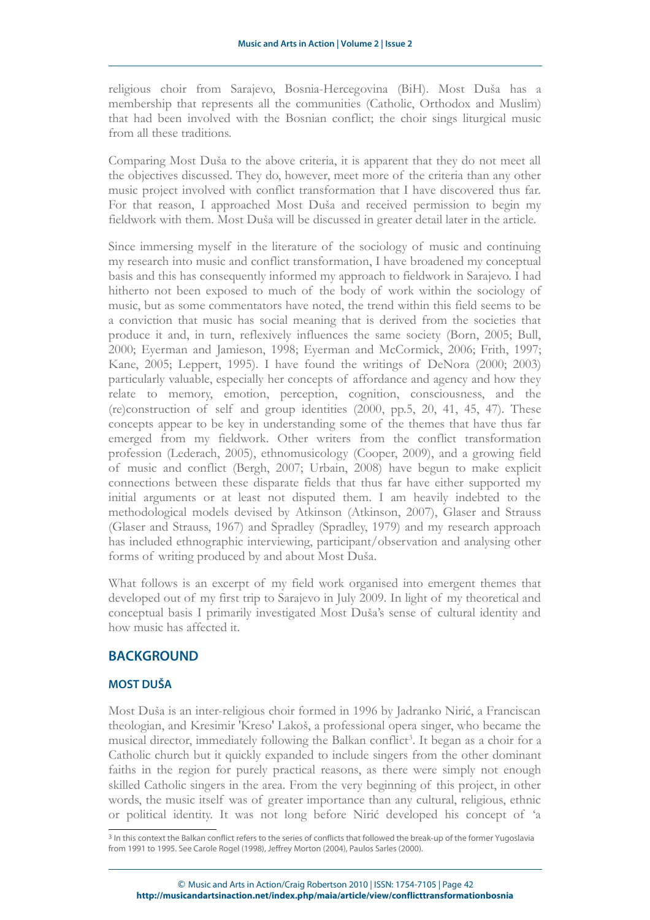religious choir from Sarajevo, Bosnia-Hercegovina (BiH). Most Duša has a membership that represents all the communities (Catholic, Orthodox and Muslim) that had been involved with the Bosnian conflict; the choir sings liturgical music from all these traditions.

Comparing Most Duša to the above criteria, it is apparent that they do not meet all the objectives discussed. They do, however, meet more of the criteria than any other music project involved with conflict transformation that I have discovered thus far. For that reason, I approached Most Duša and received permission to begin my fieldwork with them. Most Duša will be discussed in greater detail later in the article.

Since immersing myself in the literature of the sociology of music and continuing my research into music and conflict transformation, I have broadened my conceptual basis and this has consequently informed my approach to fieldwork in Sarajevo. I had hitherto not been exposed to much of the body of work within the sociology of music, but as some commentators have noted, the trend within this field seems to be a conviction that music has social meaning that is derived from the societies that produce it and, in turn, reflexively influences the same society (Born, 2005; Bull, 2000; Eyerman and Jamieson, 1998; Eyerman and McCormick, 2006; Frith, 1997; Kane, 2005; Leppert, 1995). I have found the writings of DeNora (2000; 2003) particularly valuable, especially her concepts of affordance and agency and how they relate to memory, emotion, perception, cognition, consciousness, and the (re)construction of self and group identities (2000, pp.5, 20, 41, 45, 47). These concepts appear to be key in understanding some of the themes that have thus far emerged from my fieldwork. Other writers from the conflict transformation profession (Lederach, 2005), ethnomusicology (Cooper, 2009), and a growing field of music and conflict (Bergh, 2007; Urbain, 2008) have begun to make explicit connections between these disparate fields that thus far have either supported my initial arguments or at least not disputed them. I am heavily indebted to the methodological models devised by Atkinson (Atkinson, 2007), Glaser and Strauss (Glaser and Strauss, 1967) and Spradley (Spradley, 1979) and my research approach has included ethnographic interviewing, participant/observation and analysing other forms of writing produced by and about Most Duša.

What follows is an excerpt of my field work organised into emergent themes that developed out of my first trip to Sarajevo in July 2009. In light of my theoretical and conceptual basis I primarily investigated Most Duša's sense of cultural identity and how music has affected it.

## BACKGROUND

### MOST DUŠA

Most Duša is an inter-religious choir formed in 1996 by Jadranko Nirić, a Franciscan theologian, and Kresimir 'Kreso' Lakoš, a professional opera singer, who became the musical director, immediately following the Balkan conflict[3]. It began as a choir for a Catholic church but it quickly expanded to include singers from the other dominant faiths in the region for purely practical reasons, as there were simply not enough skilled Catholic singers in the area. From the very beginning of this project, in other words, the music itself was of greater importance than any cultural, religious, ethnic or political identity. It was not long before Nirić developed his concept of 'a

---

[3] In this context the Balkan conflict refers to the series of conflicts that followed the break-up of the former Yugoslavia from 1991 to 1995. See Carole Rogel (1998), Jeffrey Morton (2004), Paulos Sarles (2000).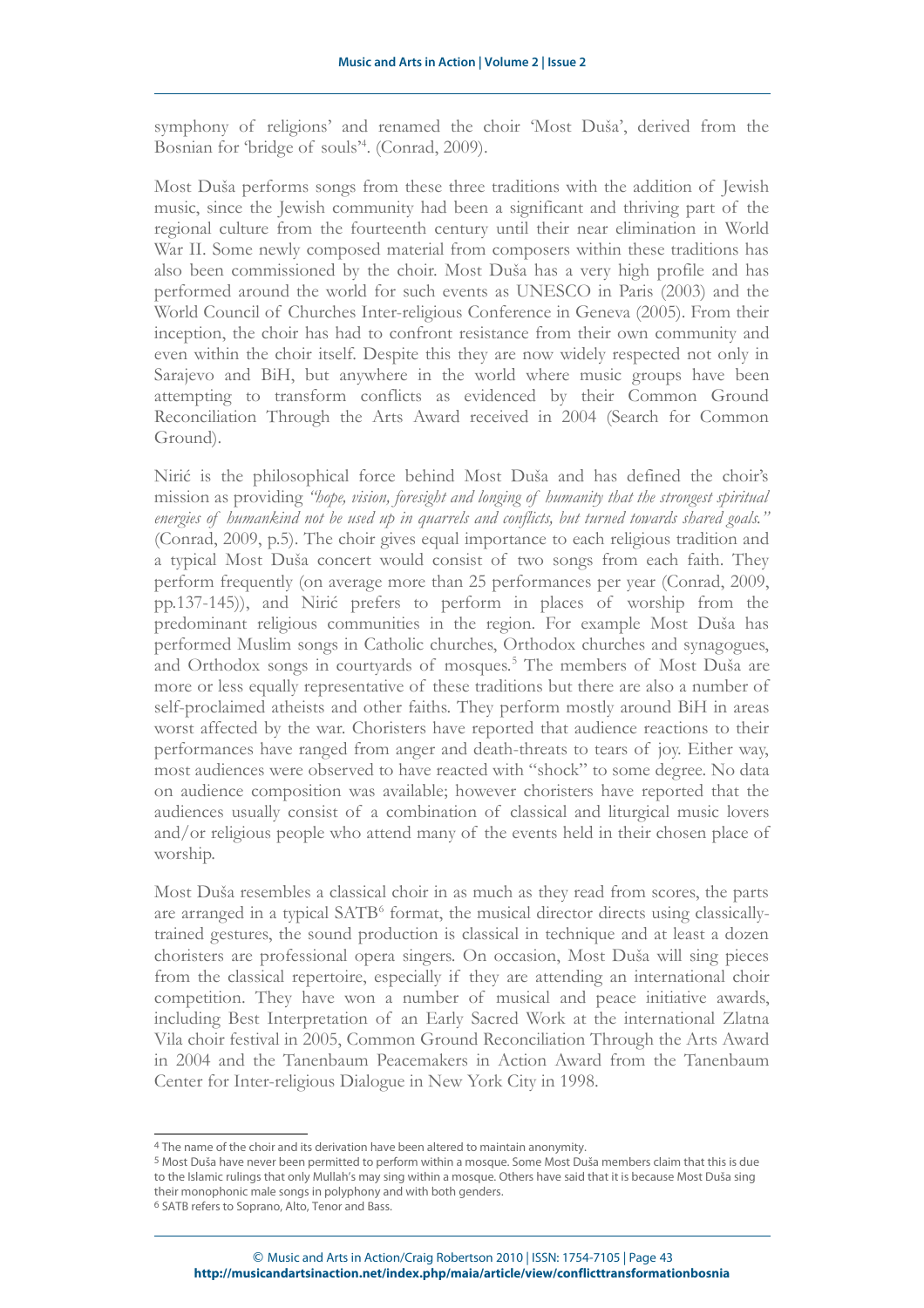symphony of religions' and renamed the choir 'Most Duša', derived from the Bosnian for 'bridge of souls'[4]. (Conrad, 2009).

Most Duša performs songs from these three traditions with the addition of Jewish music, since the Jewish community had been a significant and thriving part of the regional culture from the fourteenth century until their near elimination in World War II. Some newly composed material from composers within these traditions has also been commissioned by the choir. Most Duša has a very high profile and has performed around the world for such events as UNESCO in Paris (2003) and the World Council of Churches Inter-religious Conference in Geneva (2005). From their inception, the choir has had to confront resistance from their own community and even within the choir itself. Despite this they are now widely respected not only in Sarajevo and BiH, but anywhere in the world where music groups have been attempting to transform conflicts as evidenced by their Common Ground Reconciliation Through the Arts Award received in 2004 (Search for Common Ground).

Nirić is the philosophical force behind Most Duša and has defined the choir's mission as providing *"hope, vision, foresight and longing of humanity that the strongest spiritual energies of humankind not be used up in quarrels and conflicts, but turned towards shared goals."* (Conrad, 2009, p.5). The choir gives equal importance to each religious tradition and a typical Most Duša concert would consist of two songs from each faith. They perform frequently (on average more than 25 performances per year (Conrad, 2009, pp.137-145)), and Nirić prefers to perform in places of worship from the predominant religious communities in the region. For example Most Duša has performed Muslim songs in Catholic churches, Orthodox churches and synagogues, and Orthodox songs in courtyards of mosques.[5] The members of Most Duša are more or less equally representative of these traditions but there are also a number of self-proclaimed atheists and other faiths. They perform mostly around BiH in areas worst affected by the war. Choristers have reported that audience reactions to their performances have ranged from anger and death-threats to tears of joy. Either way, most audiences were observed to have reacted with "shock" to some degree. No data on audience composition was available; however choristers have reported that the audiences usually consist of a combination of classical and liturgical music lovers and/or religious people who attend many of the events held in their chosen place of worship.

Most Duša resembles a classical choir in as much as they read from scores, the parts are arranged in a typical SATB[6] format, the musical director directs using classically-trained gestures, the sound production is classical in technique and at least a dozen choristers are professional opera singers. On occasion, Most Duša will sing pieces from the classical repertoire, especially if they are attending an international choir competition. They have won a number of musical and peace initiative awards, including Best Interpretation of an Early Sacred Work at the international Zlatna Vila choir festival in 2005, Common Ground Reconciliation Through the Arts Award in 2004 and the Tanenbaum Peacemakers in Action Award from the Tanenbaum Center for Inter-religious Dialogue in New York City in 1998.

---

[4] The name of the choir and its derivation have been altered to maintain anonymity.

[5] Most Duša have never been permitted to perform within a mosque. Some Most Duša members claim that this is due to the Islamic rulings that only Mullah's may sing within a mosque. Others have said that it is because Most Duša sing their monophonic male songs in polyphony and with both genders.

[6] SATB refers to Soprano, Alto, Tenor and Bass.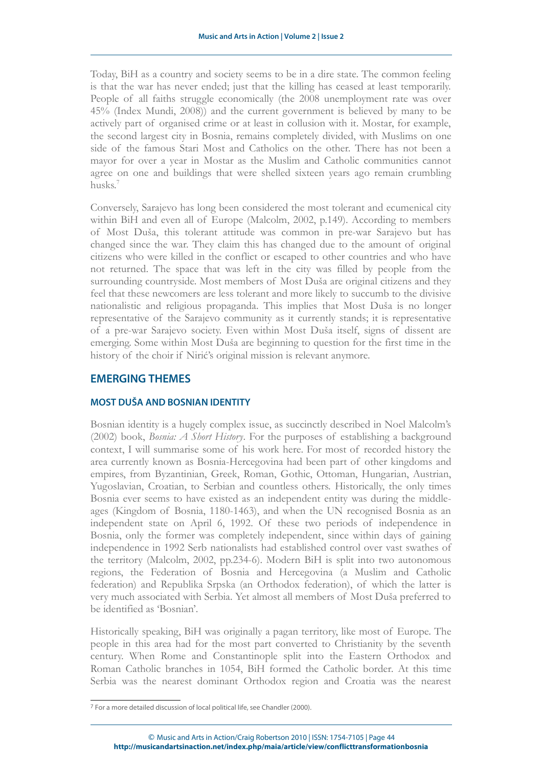Today, BiH as a country and society seems to be in a dire state. The common feeling is that the war has never ended; just that the killing has ceased at least temporarily. People of all faiths struggle economically (the 2008 unemployment rate was over 45% (Index Mundi, 2008)) and the current government is believed by many to be actively part of organised crime or at least in collusion with it. Mostar, for example, the second largest city in Bosnia, remains completely divided, with Muslims on one side of the famous Stari Most and Catholics on the other. There has not been a mayor for over a year in Mostar as the Muslim and Catholic communities cannot agree on one and buildings that were shelled sixteen years ago remain crumbling husks.[7]

Conversely, Sarajevo has long been considered the most tolerant and ecumenical city within BiH and even all of Europe (Malcolm, 2002, p.149). According to members of Most Duša, this tolerant attitude was common in pre-war Sarajevo but has changed since the war. They claim this has changed due to the amount of original citizens who were killed in the conflict or escaped to other countries and who have not returned. The space that was left in the city was filled by people from the surrounding countryside. Most members of Most Duša are original citizens and they feel that these newcomers are less tolerant and more likely to succumb to the divisive nationalistic and religious propaganda. This implies that Most Duša is no longer representative of the Sarajevo community as it currently stands; it is representative of a pre-war Sarajevo society. Even within Most Duša itself, signs of dissent are emerging. Some within Most Duša are beginning to question for the first time in the history of the choir if Nirić's original mission is relevant anymore.

## EMERGING THEMES

### MOST DUŠA AND BOSNIAN IDENTITY

Bosnian identity is a hugely complex issue, as succinctly described in Noel Malcolm's (2002) book, *Bosnia: A Short History*. For the purposes of establishing a background context, I will summarise some of his work here. For most of recorded history the area currently known as Bosnia-Hercegovina had been part of other kingdoms and empires, from Byzantinian, Greek, Roman, Gothic, Ottoman, Hungarian, Austrian, Yugoslavian, Croatian, to Serbian and countless others. Historically, the only times Bosnia ever seems to have existed as an independent entity was during the middle-ages (Kingdom of Bosnia, 1180-1463), and when the UN recognised Bosnia as an independent state on April 6, 1992. Of these two periods of independence in Bosnia, only the former was completely independent, since within days of gaining independence in 1992 Serb nationalists had established control over vast swathes of the territory (Malcolm, 2002, pp.234-6). Modern BiH is split into two autonomous regions, the Federation of Bosnia and Hercegovina (a Muslim and Catholic federation) and Republika Srpska (an Orthodox federation), of which the latter is very much associated with Serbia. Yet almost all members of Most Duša preferred to be identified as 'Bosnian'.

Historically speaking, BiH was originally a pagan territory, like most of Europe. The people in this area had for the most part converted to Christianity by the seventh century. When Rome and Constantinople split into the Eastern Orthodox and Roman Catholic branches in 1054, BiH formed the Catholic border. At this time Serbia was the nearest dominant Orthodox region and Croatia was the nearest

[7] For a more detailed discussion of local political life, see Chandler (2000).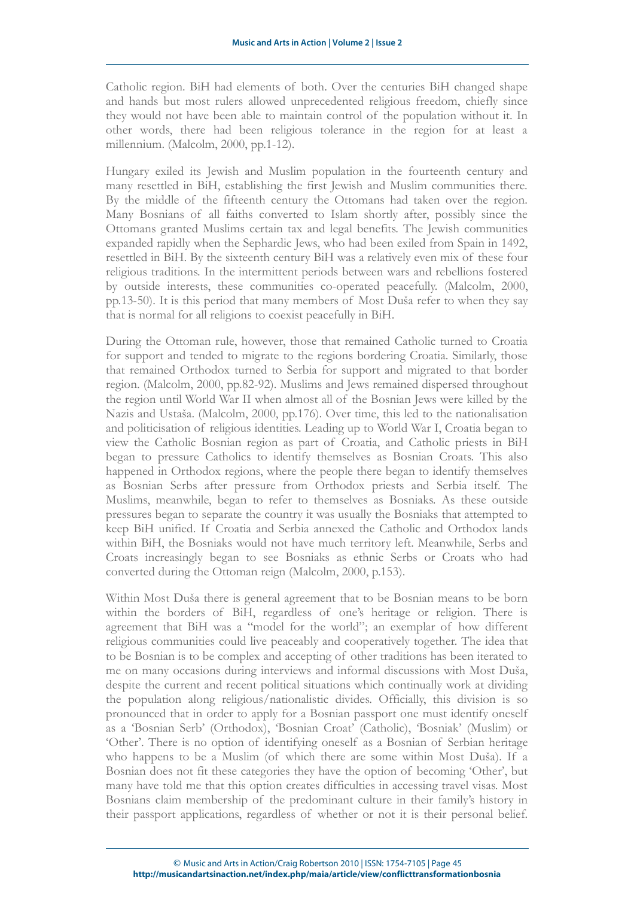Catholic region. BiH had elements of both. Over the centuries BiH changed shape and hands but most rulers allowed unprecedented religious freedom, chiefly since they would not have been able to maintain control of the population without it. In other words, there had been religious tolerance in the region for at least a millennium. (Malcolm, 2000, pp.1-12).

Hungary exiled its Jewish and Muslim population in the fourteenth century and many resettled in BiH, establishing the first Jewish and Muslim communities there. By the middle of the fifteenth century the Ottomans had taken over the region. Many Bosnians of all faiths converted to Islam shortly after, possibly since the Ottomans granted Muslims certain tax and legal benefits. The Jewish communities expanded rapidly when the Sephardic Jews, who had been exiled from Spain in 1492, resettled in BiH. By the sixteenth century BiH was a relatively even mix of these four religious traditions. In the intermittent periods between wars and rebellions fostered by outside interests, these communities co-operated peacefully. (Malcolm, 2000, pp.13-50). It is this period that many members of Most Duša refer to when they say that is normal for all religions to coexist peacefully in BiH.

During the Ottoman rule, however, those that remained Catholic turned to Croatia for support and tended to migrate to the regions bordering Croatia. Similarly, those that remained Orthodox turned to Serbia for support and migrated to that border region. (Malcolm, 2000, pp.82-92). Muslims and Jews remained dispersed throughout the region until World War II when almost all of the Bosnian Jews were killed by the Nazis and Ustaša. (Malcolm, 2000, pp.176). Over time, this led to the nationalisation and politicisation of religious identities. Leading up to World War I, Croatia began to view the Catholic Bosnian region as part of Croatia, and Catholic priests in BiH began to pressure Catholics to identify themselves as Bosnian Croats. This also happened in Orthodox regions, where the people there began to identify themselves as Bosnian Serbs after pressure from Orthodox priests and Serbia itself. The Muslims, meanwhile, began to refer to themselves as Bosniaks. As these outside pressures began to separate the country it was usually the Bosniaks that attempted to keep BiH unified. If Croatia and Serbia annexed the Catholic and Orthodox lands within BiH, the Bosniaks would not have much territory left. Meanwhile, Serbs and Croats increasingly began to see Bosniaks as ethnic Serbs or Croats who had converted during the Ottoman reign (Malcolm, 2000, p.153).

Within Most Duša there is general agreement that to be Bosnian means to be born within the borders of BiH, regardless of one's heritage or religion. There is agreement that BiH was a "model for the world"; an exemplar of how different religious communities could live peaceably and cooperatively together. The idea that to be Bosnian is to be complex and accepting of other traditions has been iterated to me on many occasions during interviews and informal discussions with Most Duša, despite the current and recent political situations which continually work at dividing the population along religious/nationalistic divides. Officially, this division is so pronounced that in order to apply for a Bosnian passport one must identify oneself as a 'Bosnian Serb' (Orthodox), 'Bosnian Croat' (Catholic), 'Bosniak' (Muslim) or 'Other'. There is no option of identifying oneself as a Bosnian of Serbian heritage who happens to be a Muslim (of which there are some within Most Duša). If a Bosnian does not fit these categories they have the option of becoming 'Other', but many have told me that this option creates difficulties in accessing travel visas. Most Bosnians claim membership of the predominant culture in their family's history in their passport applications, regardless of whether or not it is their personal belief.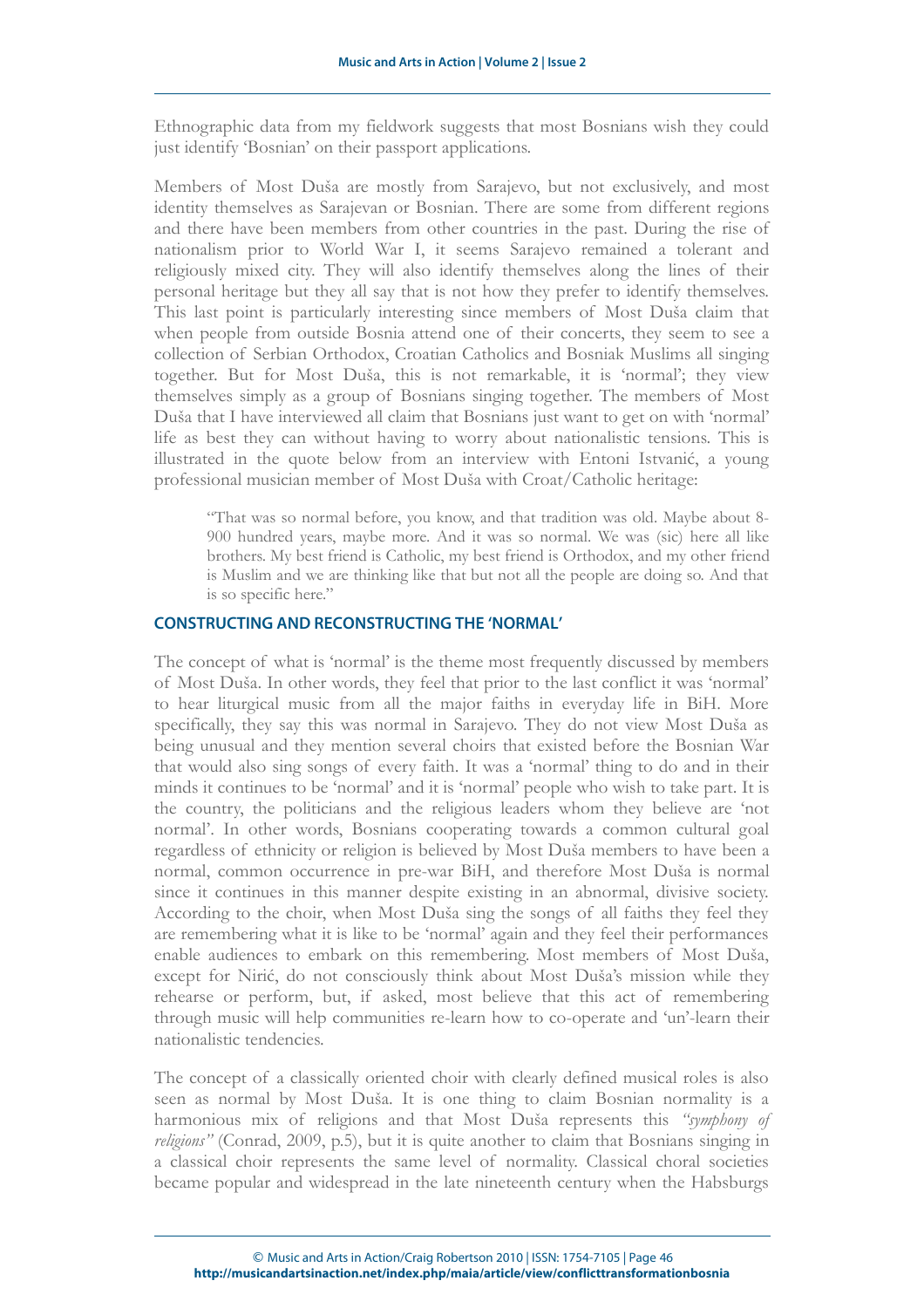Ethnographic data from my fieldwork suggests that most Bosnians wish they could just identify 'Bosnian' on their passport applications.

Members of Most Duša are mostly from Sarajevo, but not exclusively, and most identity themselves as Sarajevan or Bosnian. There are some from different regions and there have been members from other countries in the past. During the rise of nationalism prior to World War I, it seems Sarajevo remained a tolerant and religiously mixed city. They will also identify themselves along the lines of their personal heritage but they all say that is not how they prefer to identify themselves. This last point is particularly interesting since members of Most Duša claim that when people from outside Bosnia attend one of their concerts, they seem to see a collection of Serbian Orthodox, Croatian Catholics and Bosniak Muslims all singing together. But for Most Duša, this is not remarkable, it is 'normal'; they view themselves simply as a group of Bosnians singing together. The members of Most Duša that I have interviewed all claim that Bosnians just want to get on with 'normal' life as best they can without having to worry about nationalistic tensions. This is illustrated in the quote below from an interview with Entoni Istvanić, a young professional musician member of Most Duša with Croat/Catholic heritage:

> "That was so normal before, you know, and that tradition was old. Maybe about 8-900 hundred years, maybe more. And it was so normal. We was (sic) here all like brothers. My best friend is Catholic, my best friend is Orthodox, and my other friend is Muslim and we are thinking like that but not all the people are doing so. And that is so specific here."

## CONSTRUCTING AND RECONSTRUCTING THE 'NORMAL'

The concept of what is 'normal' is the theme most frequently discussed by members of Most Duša. In other words, they feel that prior to the last conflict it was 'normal' to hear liturgical music from all the major faiths in everyday life in BiH. More specifically, they say this was normal in Sarajevo. They do not view Most Duša as being unusual and they mention several choirs that existed before the Bosnian War that would also sing songs of every faith. It was a 'normal' thing to do and in their minds it continues to be 'normal' and it is 'normal' people who wish to take part. It is the country, the politicians and the religious leaders whom they believe are 'not normal'. In other words, Bosnians cooperating towards a common cultural goal regardless of ethnicity or religion is believed by Most Duša members to have been a normal, common occurrence in pre-war BiH, and therefore Most Duša is normal since it continues in this manner despite existing in an abnormal, divisive society. According to the choir, when Most Duša sing the songs of all faiths they feel they are remembering what it is like to be 'normal' again and they feel their performances enable audiences to embark on this remembering. Most members of Most Duša, except for Nirić, do not consciously think about Most Duša's mission while they rehearse or perform, but, if asked, most believe that this act of remembering through music will help communities re-learn how to co-operate and 'un'-learn their nationalistic tendencies.

The concept of a classically oriented choir with clearly defined musical roles is also seen as normal by Most Duša. It is one thing to claim Bosnian normality is a harmonious mix of religions and that Most Duša represents this *"symphony of religions"* (Conrad, 2009, p.5), but it is quite another to claim that Bosnians singing in a classical choir represents the same level of normality. Classical choral societies became popular and widespread in the late nineteenth century when the Habsburgs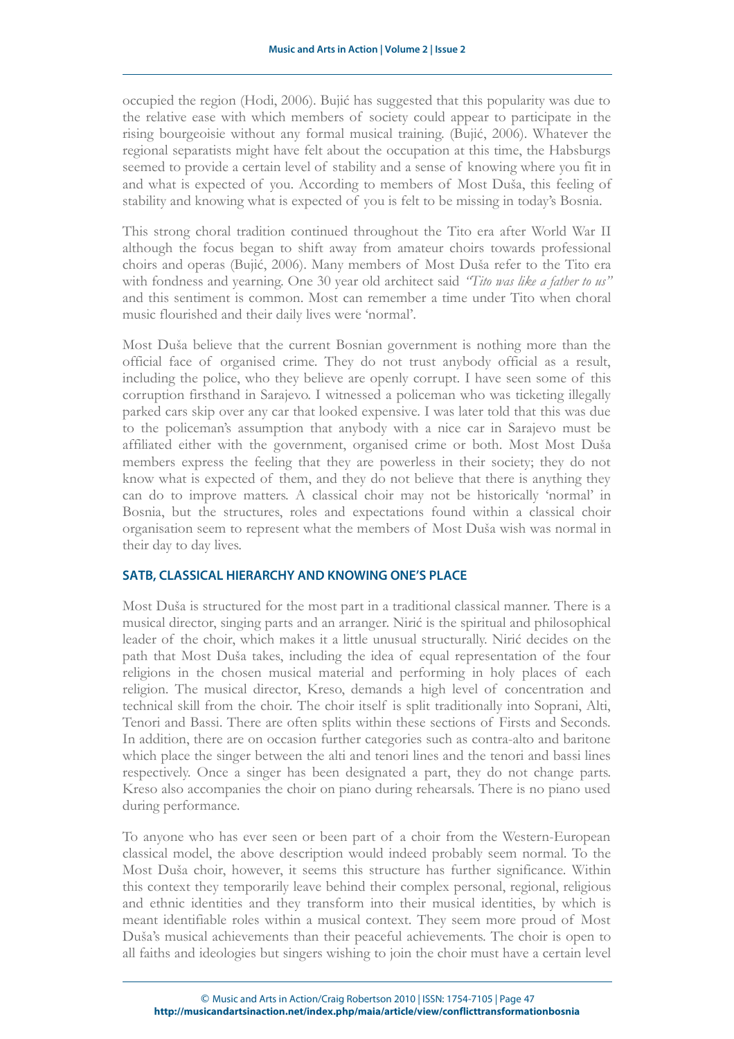occupied the region (Hodi, 2006). Bujić has suggested that this popularity was due to the relative ease with which members of society could appear to participate in the rising bourgeoisie without any formal musical training. (Bujić, 2006). Whatever the regional separatists might have felt about the occupation at this time, the Habsburgs seemed to provide a certain level of stability and a sense of knowing where you fit in and what is expected of you. According to members of Most Duša, this feeling of stability and knowing what is expected of you is felt to be missing in today's Bosnia.

This strong choral tradition continued throughout the Tito era after World War II although the focus began to shift away from amateur choirs towards professional choirs and operas (Bujić, 2006). Many members of Most Duša refer to the Tito era with fondness and yearning. One 30 year old architect said *"Tito was like a father to us"* and this sentiment is common. Most can remember a time under Tito when choral music flourished and their daily lives were 'normal'.

Most Duša believe that the current Bosnian government is nothing more than the official face of organised crime. They do not trust anybody official as a result, including the police, who they believe are openly corrupt. I have seen some of this corruption firsthand in Sarajevo. I witnessed a policeman who was ticketing illegally parked cars skip over any car that looked expensive. I was later told that this was due to the policeman's assumption that anybody with a nice car in Sarajevo must be affiliated either with the government, organised crime or both. Most Most Duša members express the feeling that they are powerless in their society; they do not know what is expected of them, and they do not believe that there is anything they can do to improve matters. A classical choir may not be historically 'normal' in Bosnia, but the structures, roles and expectations found within a classical choir organisation seem to represent what the members of Most Duša wish was normal in their day to day lives.

## SATB, CLASSICAL HIERARCHY AND KNOWING ONE'S PLACE

Most Duša is structured for the most part in a traditional classical manner. There is a musical director, singing parts and an arranger. Nirić is the spiritual and philosophical leader of the choir, which makes it a little unusual structurally. Nirić decides on the path that Most Duša takes, including the idea of equal representation of the four religions in the chosen musical material and performing in holy places of each religion. The musical director, Kreso, demands a high level of concentration and technical skill from the choir. The choir itself is split traditionally into Soprani, Alti, Tenori and Bassi. There are often splits within these sections of Firsts and Seconds. In addition, there are on occasion further categories such as contra-alto and baritone which place the singer between the alti and tenori lines and the tenori and bassi lines respectively. Once a singer has been designated a part, they do not change parts. Kreso also accompanies the choir on piano during rehearsals. There is no piano used during performance.

To anyone who has ever seen or been part of a choir from the Western-European classical model, the above description would indeed probably seem normal. To the Most Duša choir, however, it seems this structure has further significance. Within this context they temporarily leave behind their complex personal, regional, religious and ethnic identities and they transform into their musical identities, by which is meant identifiable roles within a musical context. They seem more proud of Most Duša's musical achievements than their peaceful achievements. The choir is open to all faiths and ideologies but singers wishing to join the choir must have a certain level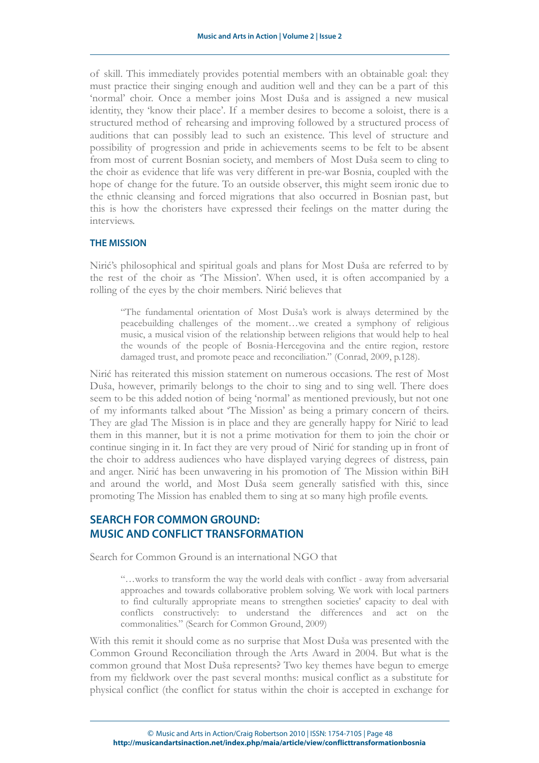of skill. This immediately provides potential members with an obtainable goal: they must practice their singing enough and audition well and they can be a part of this 'normal' choir. Once a member joins Most Duša and is assigned a new musical identity, they 'know their place'. If a member desires to become a soloist, there is a structured method of rehearsing and improving followed by a structured process of auditions that can possibly lead to such an existence. This level of structure and possibility of progression and pride in achievements seems to be felt to be absent from most of current Bosnian society, and members of Most Duša seem to cling to the choir as evidence that life was very different in pre-war Bosnia, coupled with the hope of change for the future. To an outside observer, this might seem ironic due to the ethnic cleansing and forced migrations that also occurred in Bosnian past, but this is how the choristers have expressed their feelings on the matter during the interviews.

### THE MISSION

Nirić's philosophical and spiritual goals and plans for Most Duša are referred to by the rest of the choir as 'The Mission'. When used, it is often accompanied by a rolling of the eyes by the choir members. Nirić believes that

> "The fundamental orientation of Most Duša's work is always determined by the peacebuilding challenges of the moment…we created a symphony of religious music, a musical vision of the relationship between religions that would help to heal the wounds of the people of Bosnia-Hercegovina and the entire region, restore damaged trust, and promote peace and reconciliation." (Conrad, 2009, p.128).

Nirić has reiterated this mission statement on numerous occasions. The rest of Most Duša, however, primarily belongs to the choir to sing and to sing well. There does seem to be this added notion of being 'normal' as mentioned previously, but not one of my informants talked about 'The Mission' as being a primary concern of theirs. They are glad The Mission is in place and they are generally happy for Nirić to lead them in this manner, but it is not a prime motivation for them to join the choir or continue singing in it. In fact they are very proud of Nirić for standing up in front of the choir to address audiences who have displayed varying degrees of distress, pain and anger. Nirić has been unwavering in his promotion of The Mission within BiH and around the world, and Most Duša seem generally satisfied with this, since promoting The Mission has enabled them to sing at so many high profile events.

## SEARCH FOR COMMON GROUND: MUSIC AND CONFLICT TRANSFORMATION

Search for Common Ground is an international NGO that

> "…works to transform the way the world deals with conflict - away from adversarial approaches and towards collaborative problem solving. We work with local partners to find culturally appropriate means to strengthen societies' capacity to deal with conflicts constructively: to understand the differences and act on the commonalities." (Search for Common Ground, 2009)

With this remit it should come as no surprise that Most Duša was presented with the Common Ground Reconciliation through the Arts Award in 2004. But what is the common ground that Most Duša represents? Two key themes have begun to emerge from my fieldwork over the past several months: musical conflict as a substitute for physical conflict (the conflict for status within the choir is accepted in exchange for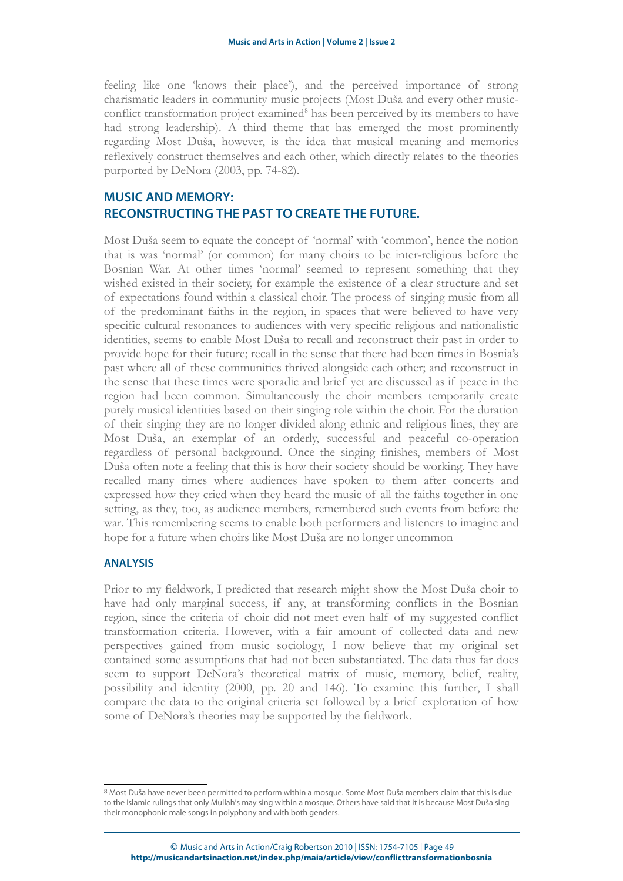feeling like one 'knows their place'), and the perceived importance of strong charismatic leaders in community music projects (Most Duša and every other music-conflict transformation project examined[8] has been perceived by its members to have had strong leadership). A third theme that has emerged the most prominently regarding Most Duša, however, is the idea that musical meaning and memories reflexively construct themselves and each other, which directly relates to the theories purported by DeNora (2003, pp. 74-82).

## MUSIC AND MEMORY: RECONSTRUCTING THE PAST TO CREATE THE FUTURE.

Most Duša seem to equate the concept of 'normal' with 'common', hence the notion that is was 'normal' (or common) for many choirs to be inter-religious before the Bosnian War. At other times 'normal' seemed to represent something that they wished existed in their society, for example the existence of a clear structure and set of expectations found within a classical choir. The process of singing music from all of the predominant faiths in the region, in spaces that were believed to have very specific cultural resonances to audiences with very specific religious and nationalistic identities, seems to enable Most Duša to recall and reconstruct their past in order to provide hope for their future; recall in the sense that there had been times in Bosnia's past where all of these communities thrived alongside each other; and reconstruct in the sense that these times were sporadic and brief yet are discussed as if peace in the region had been common. Simultaneously the choir members temporarily create purely musical identities based on their singing role within the choir. For the duration of their singing they are no longer divided along ethnic and religious lines, they are Most Duša, an exemplar of an orderly, successful and peaceful co-operation regardless of personal background. Once the singing finishes, members of Most Duša often note a feeling that this is how their society should be working. They have recalled many times where audiences have spoken to them after concerts and expressed how they cried when they heard the music of all the faiths together in one setting, as they, too, as audience members, remembered such events from before the war. This remembering seems to enable both performers and listeners to imagine and hope for a future when choirs like Most Duša are no longer uncommon

### ANALYSIS

Prior to my fieldwork, I predicted that research might show the Most Duša choir to have had only marginal success, if any, at transforming conflicts in the Bosnian region, since the criteria of choir did not meet even half of my suggested conflict transformation criteria. However, with a fair amount of collected data and new perspectives gained from music sociology, I now believe that my original set contained some assumptions that had not been substantiated. The data thus far does seem to support DeNora's theoretical matrix of music, memory, belief, reality, possibility and identity (2000, pp. 20 and 146). To examine this further, I shall compare the data to the original criteria set followed by a brief exploration of how some of DeNora's theories may be supported by the fieldwork.

---

[8] Most Duša have never been permitted to perform within a mosque. Some Most Duša members claim that this is due to the Islamic rulings that only Mullah's may sing within a mosque. Others have said that it is because Most Duša sing their monophonic male songs in polyphony and with both genders.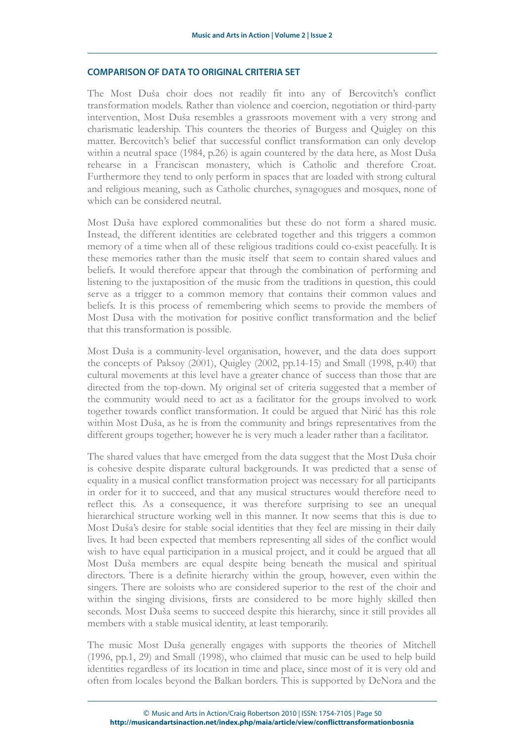### COMPARISON OF DATA TO ORIGINAL CRITERIA SET

The Most Duša choir does not readily fit into any of Bercovitch's conflict transformation models. Rather than violence and coercion, negotiation or third-party intervention, Most Duša resembles a grassroots movement with a very strong and charismatic leadership. This counters the theories of Burgess and Quigley on this matter. Bercovitch's belief that successful conflict transformation can only develop within a neutral space (1984, p.26) is again countered by the data here, as Most Duša rehearse in a Franciscan monastery, which is Catholic and therefore Croat. Furthermore they tend to only perform in spaces that are loaded with strong cultural and religious meaning, such as Catholic churches, synagogues and mosques, none of which can be considered neutral.

Most Duša have explored commonalities but these do not form a shared music. Instead, the different identities are celebrated together and this triggers a common memory of a time when all of these religious traditions could co-exist peacefully. It is these memories rather than the music itself that seem to contain shared values and beliefs. It would therefore appear that through the combination of performing and listening to the juxtaposition of the music from the traditions in question, this could serve as a trigger to a common memory that contains their common values and beliefs. It is this process of remembering which seems to provide the members of Most Dusa with the motivation for positive conflict transformation and the belief that this transformation is possible.

Most Duša is a community-level organisation, however, and the data does support the concepts of Paksoy (2001), Quigley (2002, pp.14-15) and Small (1998, p.40) that cultural movements at this level have a greater chance of success than those that are directed from the top-down. My original set of criteria suggested that a member of the community would need to act as a facilitator for the groups involved to work together towards conflict transformation. It could be argued that Nirić has this role within Most Duša, as he is from the community and brings representatives from the different groups together; however he is very much a leader rather than a facilitator.

The shared values that have emerged from the data suggest that the Most Duša choir is cohesive despite disparate cultural backgrounds. It was predicted that a sense of equality in a musical conflict transformation project was necessary for all participants in order for it to succeed, and that any musical structures would therefore need to reflect this. As a consequence, it was therefore surprising to see an unequal hierarchical structure working well in this manner. It now seems that this is due to Most Duša's desire for stable social identities that they feel are missing in their daily lives. It had been expected that members representing all sides of the conflict would wish to have equal participation in a musical project, and it could be argued that all Most Duša members are equal despite being beneath the musical and spiritual directors. There is a definite hierarchy within the group, however, even within the singers. There are soloists who are considered superior to the rest of the choir and within the singing divisions, firsts are considered to be more highly skilled then seconds. Most Duša seems to succeed despite this hierarchy, since it still provides all members with a stable musical identity, at least temporarily.

The music Most Duša generally engages with supports the theories of Mitchell (1996, pp.1, 29) and Small (1998), who claimed that music can be used to help build identities regardless of its location in time and place, since most of it is very old and often from locales beyond the Balkan borders. This is supported by DeNora and the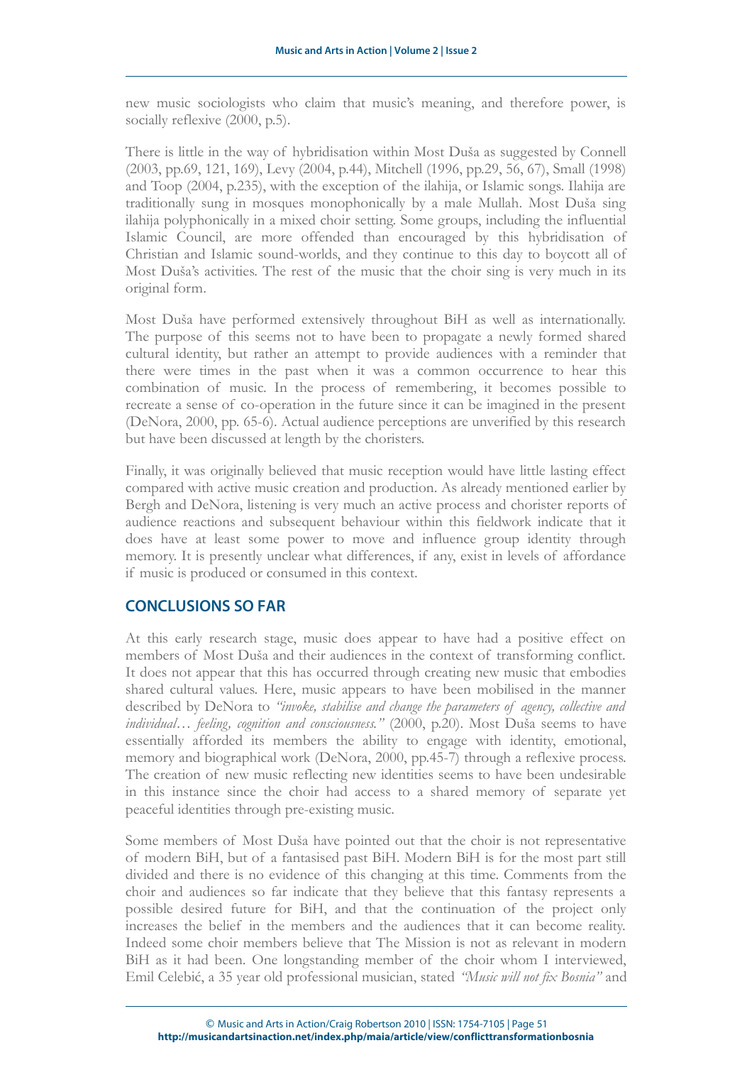new music sociologists who claim that music's meaning, and therefore power, is socially reflexive (2000, p.5).

There is little in the way of hybridisation within Most Duša as suggested by Connell (2003, pp.69, 121, 169), Levy (2004, p.44), Mitchell (1996, pp.29, 56, 67), Small (1998) and Toop (2004, p.235), with the exception of the ilahija, or Islamic songs. Ilahija are traditionally sung in mosques monophonically by a male Mullah. Most Duša sing ilahija polyphonically in a mixed choir setting. Some groups, including the influential Islamic Council, are more offended than encouraged by this hybridisation of Christian and Islamic sound-worlds, and they continue to this day to boycott all of Most Duša's activities. The rest of the music that the choir sing is very much in its original form.

Most Duša have performed extensively throughout BiH as well as internationally. The purpose of this seems not to have been to propagate a newly formed shared cultural identity, but rather an attempt to provide audiences with a reminder that there were times in the past when it was a common occurrence to hear this combination of music. In the process of remembering, it becomes possible to recreate a sense of co-operation in the future since it can be imagined in the present (DeNora, 2000, pp. 65-6). Actual audience perceptions are unverified by this research but have been discussed at length by the choristers.

Finally, it was originally believed that music reception would have little lasting effect compared with active music creation and production. As already mentioned earlier by Bergh and DeNora, listening is very much an active process and chorister reports of audience reactions and subsequent behaviour within this fieldwork indicate that it does have at least some power to move and influence group identity through memory. It is presently unclear what differences, if any, exist in levels of affordance if music is produced or consumed in this context.

## CONCLUSIONS SO FAR

At this early research stage, music does appear to have had a positive effect on members of Most Duša and their audiences in the context of transforming conflict. It does not appear that this has occurred through creating new music that embodies shared cultural values. Here, music appears to have been mobilised in the manner described by DeNora to *"invoke, stabilise and change the parameters of agency, collective and individual… feeling, cognition and consciousness."* (2000, p.20). Most Duša seems to have essentially afforded its members the ability to engage with identity, emotional, memory and biographical work (DeNora, 2000, pp.45-7) through a reflexive process. The creation of new music reflecting new identities seems to have been undesirable in this instance since the choir had access to a shared memory of separate yet peaceful identities through pre-existing music.

Some members of Most Duša have pointed out that the choir is not representative of modern BiH, but of a fantasised past BiH. Modern BiH is for the most part still divided and there is no evidence of this changing at this time. Comments from the choir and audiences so far indicate that they believe that this fantasy represents a possible desired future for BiH, and that the continuation of the project only increases the belief in the members and the audiences that it can become reality. Indeed some choir members believe that The Mission is not as relevant in modern BiH as it had been. One longstanding member of the choir whom I interviewed, Emil Celebić, a 35 year old professional musician, stated *"Music will not fix Bosnia"* and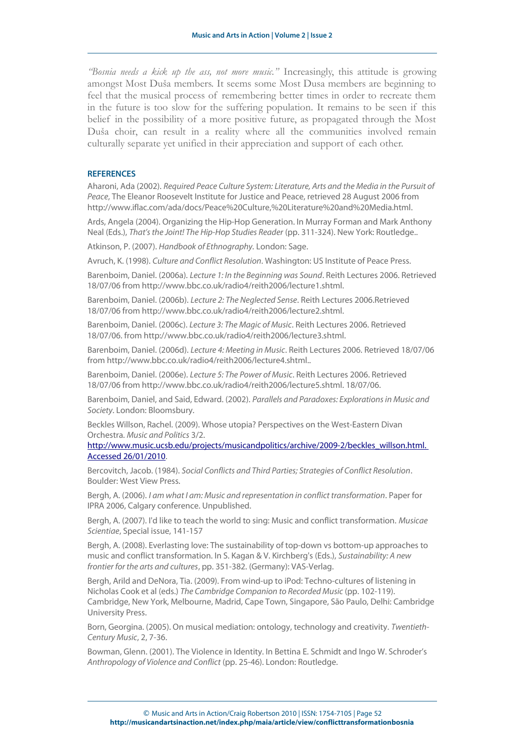*"Bosnia needs a kick up the ass, not more music."* Increasingly, this attitude is growing amongst Most Duša members. It seems some Most Dusa members are beginning to feel that the musical process of remembering better times in order to recreate them in the future is too slow for the suffering population. It remains to be seen if this belief in the possibility of a more positive future, as propagated through the Most Duša choir, can result in a reality where all the communities involved remain culturally separate yet unified in their appreciation and support of each other.

## REFERENCES

Aharoni, Ada (2002). *Required Peace Culture System: Literature, Arts and the Media in the Pursuit of Peace*, The Eleanor Roosevelt Institute for Justice and Peace, retrieved 28 August 2006 from http://www.iflac.com/ada/docs/Peace%20Culture,%20Literature%20and%20Media.html.

Ards, Angela (2004). Organizing the Hip-Hop Generation. In Murray Forman and Mark Anthony Neal (Eds.), *That's the Joint! The Hip-Hop Studies Reader* (pp. 311-324). New York: Routledge..

Atkinson, P. (2007). *Handbook of Ethnography.* London: Sage.

Avruch, K. (1998). *Culture and Conflict Resolution*. Washington: US Institute of Peace Press.

Barenboim, Daniel. (2006a). *Lecture 1: In the Beginning was Sound*. Reith Lectures 2006. Retrieved 18/07/06 from http://www.bbc.co.uk/radio4/reith2006/lecture1.shtml.

Barenboim, Daniel. (2006b). *Lecture 2: The Neglected Sense*. Reith Lectures 2006.Retrieved 18/07/06 from http://www.bbc.co.uk/radio4/reith2006/lecture2.shtml.

Barenboim, Daniel. (2006c). *Lecture 3: The Magic of Music*. Reith Lectures 2006. Retrieved 18/07/06. from http://www.bbc.co.uk/radio4/reith2006/lecture3.shtml.

Barenboim, Daniel. (2006d). *Lecture 4: Meeting in Music*. Reith Lectures 2006. Retrieved 18/07/06 from http://www.bbc.co.uk/radio4/reith2006/lecture4.shtml..

Barenboim, Daniel. (2006e). *Lecture 5: The Power of Music*. Reith Lectures 2006. Retrieved 18/07/06 from http://www.bbc.co.uk/radio4/reith2006/lecture5.shtml. 18/07/06.

Barenboim, Daniel, and Said, Edward. (2002). *Parallels and Paradoxes: Explorations in Music and Society*. London: Bloomsbury.

Beckles Willson, Rachel. (2009). Whose utopia? Perspectives on the West-Eastern Divan Orchestra. *Music and Politics* 3/2. http://www.music.ucsb.edu/projects/musicandpolitics/archive/2009-2/beckles_willson.html. Accessed 26/01/2010.

Bercovitch, Jacob. (1984). *Social Conflicts and Third Parties; Strategies of Conflict Resolution*. Boulder: West View Press.

Bergh, A. (2006). *I am what I am: Music and representation in conflict transformation*. Paper for IPRA 2006, Calgary conference. Unpublished.

Bergh, A. (2007). I'd like to teach the world to sing: Music and conflict transformation. *Musicae Scientiae*, Special issue, 141-157

Bergh, A. (2008). Everlasting love: The sustainability of top-down vs bottom-up approaches to music and conflict transformation. In S. Kagan & V. Kirchberg's (Eds.), *Sustainability: A new frontier for the arts and cultures*, pp. 351-382. (Germany): VAS-Verlag.

Bergh, Arild and DeNora, Tia. (2009). From wind-up to iPod: Techno-cultures of listening in Nicholas Cook et al (eds.) *The Cambridge Companion to Recorded Music* (pp. 102-119). Cambridge, New York, Melbourne, Madrid, Cape Town, Singapore, São Paulo, Delhi: Cambridge University Press.

Born, Georgina. (2005). On musical mediation: ontology, technology and creativity. *Twentieth-Century Music*, 2, 7-36.

Bowman, Glenn. (2001). The Violence in Identity. In Bettina E. Schmidt and Ingo W. Schroder's *Anthropology of Violence and Conflict* (pp. 25-46). London: Routledge.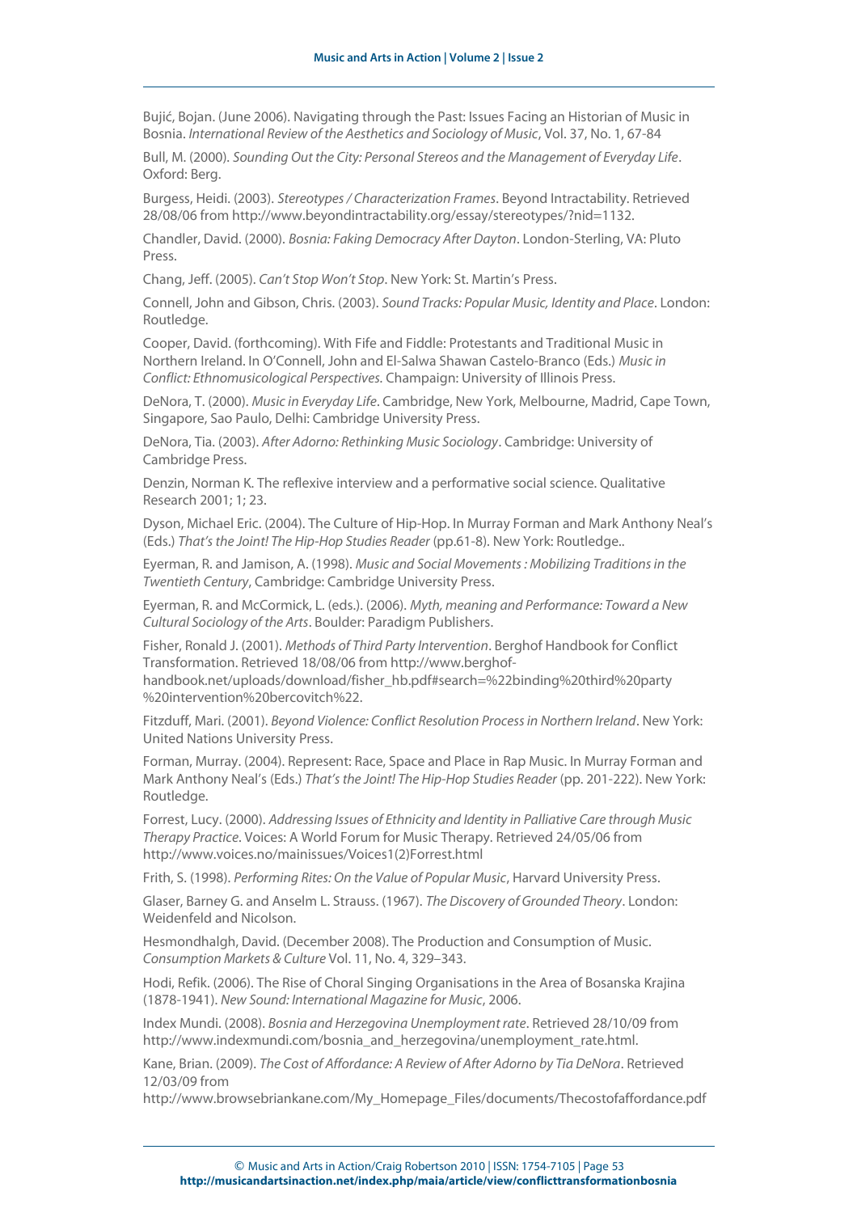Bujić, Bojan. (June 2006). Navigating through the Past: Issues Facing an Historian of Music in Bosnia. *International Review of the Aesthetics and Sociology of Music*, Vol. 37, No. 1, 67-84

Bull, M. (2000). *Sounding Out the City: Personal Stereos and the Management of Everyday Life*. Oxford: Berg.

Burgess, Heidi. (2003). *Stereotypes / Characterization Frames*. Beyond Intractability. Retrieved 28/08/06 from http://www.beyondintractability.org/essay/stereotypes/?nid=1132.

Chandler, David. (2000). *Bosnia: Faking Democracy After Dayton*. London-Sterling, VA: Pluto Press.

Chang, Jeff. (2005). *Can't Stop Won't Stop*. New York: St. Martin's Press.

Connell, John and Gibson, Chris. (2003). *Sound Tracks: Popular Music, Identity and Place*. London: Routledge.

Cooper, David. (forthcoming). With Fife and Fiddle: Protestants and Traditional Music in Northern Ireland. In O'Connell, John and El-Salwa Shawan Castelo-Branco (Eds.) *Music in Conflict: Ethnomusicological Perspectives*. Champaign: University of Illinois Press.

DeNora, T. (2000). *Music in Everyday Life*. Cambridge, New York, Melbourne, Madrid, Cape Town, Singapore, Sao Paulo, Delhi: Cambridge University Press.

DeNora, Tia. (2003). *After Adorno: Rethinking Music Sociology*. Cambridge: University of Cambridge Press.

Denzin, Norman K. The reflexive interview and a performative social science. Qualitative Research 2001; 1; 23.

Dyson, Michael Eric. (2004). The Culture of Hip-Hop. In Murray Forman and Mark Anthony Neal's (Eds.) *That's the Joint! The Hip-Hop Studies Reader* (pp.61-8). New York: Routledge..

Eyerman, R. and Jamison, A. (1998). *Music and Social Movements : Mobilizing Traditions in the Twentieth Century*, Cambridge: Cambridge University Press.

Eyerman, R. and McCormick, L. (eds.). (2006). *Myth, meaning and Performance: Toward a New Cultural Sociology of the Arts*. Boulder: Paradigm Publishers.

Fisher, Ronald J. (2001). *Methods of Third Party Intervention*. Berghof Handbook for Conflict Transformation. Retrieved 18/08/06 from http://www.berghof-handbook.net/uploads/download/fisher_hb.pdf#search=%22binding%20third%20party%20intervention%20bercovitch%22.

Fitzduff, Mari. (2001). *Beyond Violence: Conflict Resolution Process in Northern Ireland*. New York: United Nations University Press.

Forman, Murray. (2004). Represent: Race, Space and Place in Rap Music. In Murray Forman and Mark Anthony Neal's (Eds.) *That's the Joint! The Hip-Hop Studies Reader* (pp. 201-222). New York: Routledge.

Forrest, Lucy. (2000). *Addressing Issues of Ethnicity and Identity in Palliative Care through Music Therapy Practice*. Voices: A World Forum for Music Therapy. Retrieved 24/05/06 from http://www.voices.no/mainissues/Voices1(2)Forrest.html

Frith, S. (1998). *Performing Rites: On the Value of Popular Music*, Harvard University Press.

Glaser, Barney G. and Anselm L. Strauss. (1967). *The Discovery of Grounded Theory*. London: Weidenfeld and Nicolson.

Hesmondhalgh, David. (December 2008). The Production and Consumption of Music. *Consumption Markets & Culture* Vol. 11, No. 4, 329–343.

Hodi, Refik. (2006). The Rise of Choral Singing Organisations in the Area of Bosanska Krajina (1878-1941). *New Sound: International Magazine for Music*, 2006.

Index Mundi. (2008). *Bosnia and Herzegovina Unemployment rate*. Retrieved 28/10/09 from http://www.indexmundi.com/bosnia_and_herzegovina/unemployment_rate.html.

Kane, Brian. (2009). *The Cost of Affordance: A Review of After Adorno by Tia DeNora*. Retrieved 12/03/09 from http://www.browsebriankane.com/My_Homepage_Files/documents/Thecostofaffordance.pdf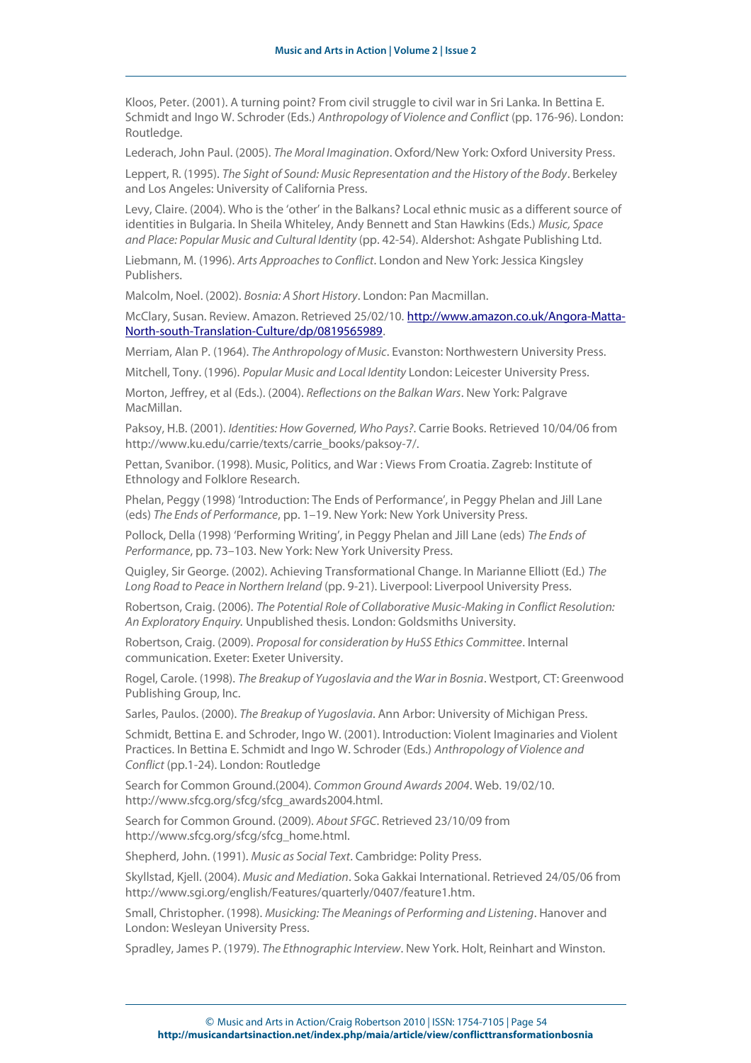Kloos, Peter. (2001). A turning point? From civil struggle to civil war in Sri Lanka. In Bettina E. Schmidt and Ingo W. Schroder (Eds.) *Anthropology of Violence and Conflict* (pp. 176-96). London: Routledge.

Lederach, John Paul. (2005). *The Moral Imagination*. Oxford/New York: Oxford University Press.

Leppert, R. (1995). *The Sight of Sound: Music Representation and the History of the Body*. Berkeley and Los Angeles: University of California Press.

Levy, Claire. (2004). Who is the 'other' in the Balkans? Local ethnic music as a different source of identities in Bulgaria. In Sheila Whiteley, Andy Bennett and Stan Hawkins (Eds.) *Music, Space and Place: Popular Music and Cultural Identity* (pp. 42-54). Aldershot: Ashgate Publishing Ltd.

Liebmann, M. (1996). *Arts Approaches to Conflict*. London and New York: Jessica Kingsley Publishers.

Malcolm, Noel. (2002). *Bosnia: A Short History*. London: Pan Macmillan.

McClary, Susan. Review. Amazon. Retrieved 25/02/10. http://www.amazon.co.uk/Angora-Matta-North-south-Translation-Culture/dp/0819565989.

Merriam, Alan P. (1964). *The Anthropology of Music*. Evanston: Northwestern University Press.

Mitchell, Tony. (1996). *Popular Music and Local Identity* London: Leicester University Press.

Morton, Jeffrey, et al (Eds.). (2004). *Reflections on the Balkan Wars*. New York: Palgrave MacMillan.

Paksoy, H.B. (2001). *Identities: How Governed, Who Pays?*. Carrie Books. Retrieved 10/04/06 from http://www.ku.edu/carrie/texts/carrie_books/paksoy-7/.

Pettan, Svanibor. (1998). Music, Politics, and War : Views From Croatia. Zagreb: Institute of Ethnology and Folklore Research.

Phelan, Peggy (1998) 'Introduction: The Ends of Performance', in Peggy Phelan and Jill Lane (eds) *The Ends of Performance*, pp. 1–19. New York: New York University Press.

Pollock, Della (1998) 'Performing Writing', in Peggy Phelan and Jill Lane (eds) *The Ends of Performance*, pp. 73–103. New York: New York University Press.

Quigley, Sir George. (2002). Achieving Transformational Change. In Marianne Elliott (Ed.) *The Long Road to Peace in Northern Ireland* (pp. 9-21). Liverpool: Liverpool University Press.

Robertson, Craig. (2006). *The Potential Role of Collaborative Music-Making in Conflict Resolution: An Exploratory Enquiry.* Unpublished thesis. London: Goldsmiths University.

Robertson, Craig. (2009). *Proposal for consideration by HuSS Ethics Committee*. Internal communication. Exeter: Exeter University.

Rogel, Carole. (1998). *The Breakup of Yugoslavia and the War in Bosnia*. Westport, CT: Greenwood Publishing Group, Inc.

Sarles, Paulos. (2000). *The Breakup of Yugoslavia*. Ann Arbor: University of Michigan Press.

Schmidt, Bettina E. and Schroder, Ingo W. (2001). Introduction: Violent Imaginaries and Violent Practices. In Bettina E. Schmidt and Ingo W. Schroder (Eds.) *Anthropology of Violence and Conflict* (pp.1-24). London: Routledge

Search for Common Ground.(2004). *Common Ground Awards 2004*. Web. 19/02/10. http://www.sfcg.org/sfcg/sfcg_awards2004.html.

Search for Common Ground. (2009). *About SFGC*. Retrieved 23/10/09 from http://www.sfcg.org/sfcg/sfcg_home.html.

Shepherd, John. (1991). *Music as Social Text*. Cambridge: Polity Press.

Skyllstad, Kjell. (2004). *Music and Mediation*. Soka Gakkai International. Retrieved 24/05/06 from http://www.sgi.org/english/Features/quarterly/0407/feature1.htm.

Small, Christopher. (1998). *Musicking: The Meanings of Performing and Listening*. Hanover and London: Wesleyan University Press.

Spradley, James P. (1979). *The Ethnographic Interview*. New York. Holt, Reinhart and Winston.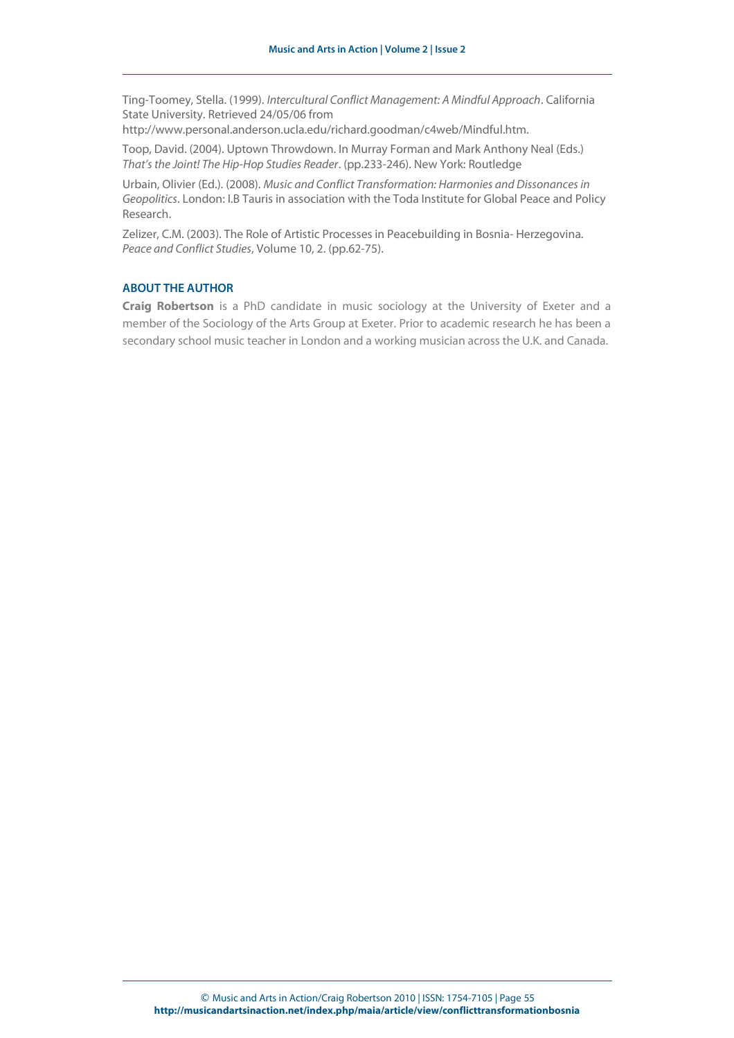Ting-Toomey, Stella. (1999). *Intercultural Conflict Management: A Mindful Approach*. California State University. Retrieved 24/05/06 from http://www.personal.anderson.ucla.edu/richard.goodman/c4web/Mindful.htm.

Toop, David. (2004). Uptown Throwdown. In Murray Forman and Mark Anthony Neal (Eds.) *That's the Joint! The Hip-Hop Studies Reader*. (pp.233-246). New York: Routledge

Urbain, Olivier (Ed.). (2008). *Music and Conflict Transformation: Harmonies and Dissonances in Geopolitics*. London: I.B Tauris in association with the Toda Institute for Global Peace and Policy Research.

Zelizer, C.M. (2003). The Role of Artistic Processes in Peacebuilding in Bosnia- Herzegovina. *Peace and Conflict Studies*, Volume 10, 2. (pp.62-75).

## ABOUT THE AUTHOR

**Craig Robertson** is a PhD candidate in music sociology at the University of Exeter and a member of the Sociology of the Arts Group at Exeter. Prior to academic research he has been a secondary school music teacher in London and a working musician across the U.K. and Canada.